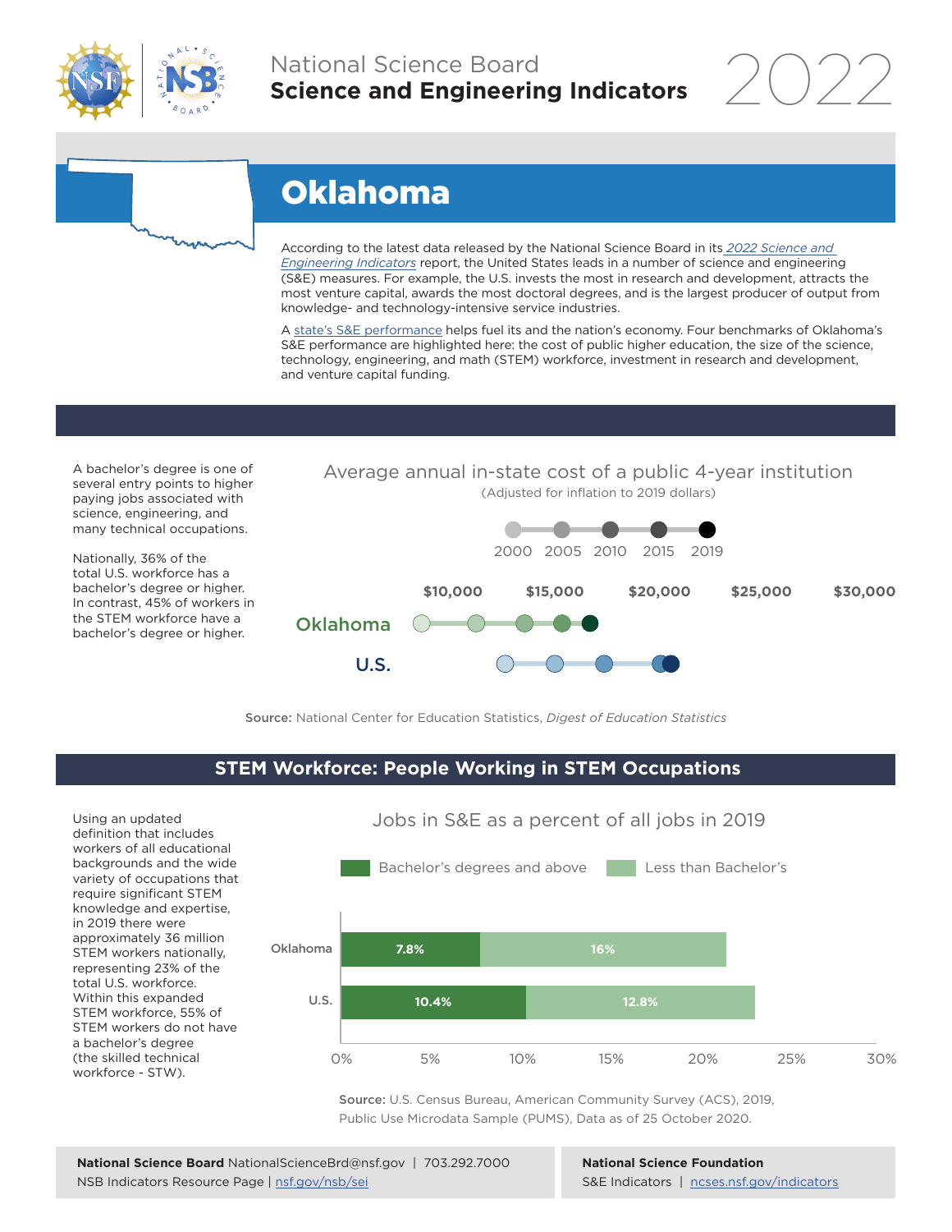National Science Board
**Science and Engineering Indicators** 2022

# Oklahoma

According to the latest data released by the National Science Board in its *2022 Science and Engineering Indicators* report, the United States leads in a number of science and engineering (S&E) measures. For example, the U.S. invests the most in research and development, attracts the most venture capital, awards the most doctoral degrees, and is the largest producer of output from knowledge- and technology-intensive service industries.

A state's S&E performance helps fuel its and the nation's economy. Four benchmarks of Oklahoma's S&E performance are highlighted here: the cost of public higher education, the size of the science, technology, engineering, and math (STEM) workforce, investment in research and development, and venture capital funding.

A bachelor's degree is one of several entry points to higher paying jobs associated with science, engineering, and many technical occupations.

Nationally, 36% of the total U.S. workforce has a bachelor's degree or higher. In contrast, 45% of workers in the STEM workforce have a bachelor's degree or higher.

Average annual in-state cost of a public 4-year institution
(Adjusted for inflation to 2019 dollars)

Legend: 2000, 2005, 2010, 2015, 2019

Axis: $10,000, $15,000, $20,000, $25,000, $30,000

Rows: Oklahoma, U.S.

**Source:** National Center for Education Statistics, *Digest of Education Statistics*

## STEM Workforce: People Working in STEM Occupations

Using an updated definition that includes workers of all educational backgrounds and the wide variety of occupations that require significant STEM knowledge and expertise, in 2019 there were approximately 36 million STEM workers nationally, representing 23% of the total U.S. workforce. Within this expanded STEM workforce, 55% of STEM workers do not have a bachelor's degree (the skilled technical workforce - STW).

Jobs in S&E as a percent of all jobs in 2019

| | Bachelor's degrees and above | Less than Bachelor's |
|---|---|---|
| Oklahoma | 7.8% | 16% |
| U.S. | 10.4% | 12.8% |

**Source:** U.S. Census Bureau, American Community Survey (ACS), 2019, Public Use Microdata Sample (PUMS), Data as of 25 October 2020.

**National Science Board** NationalScienceBrd@nsf.gov | 703.292.7000
NSB Indicators Resource Page | nsf.gov/nsb/sei

**National Science Foundation**
S&E Indicators | ncses.nsf.gov/indicators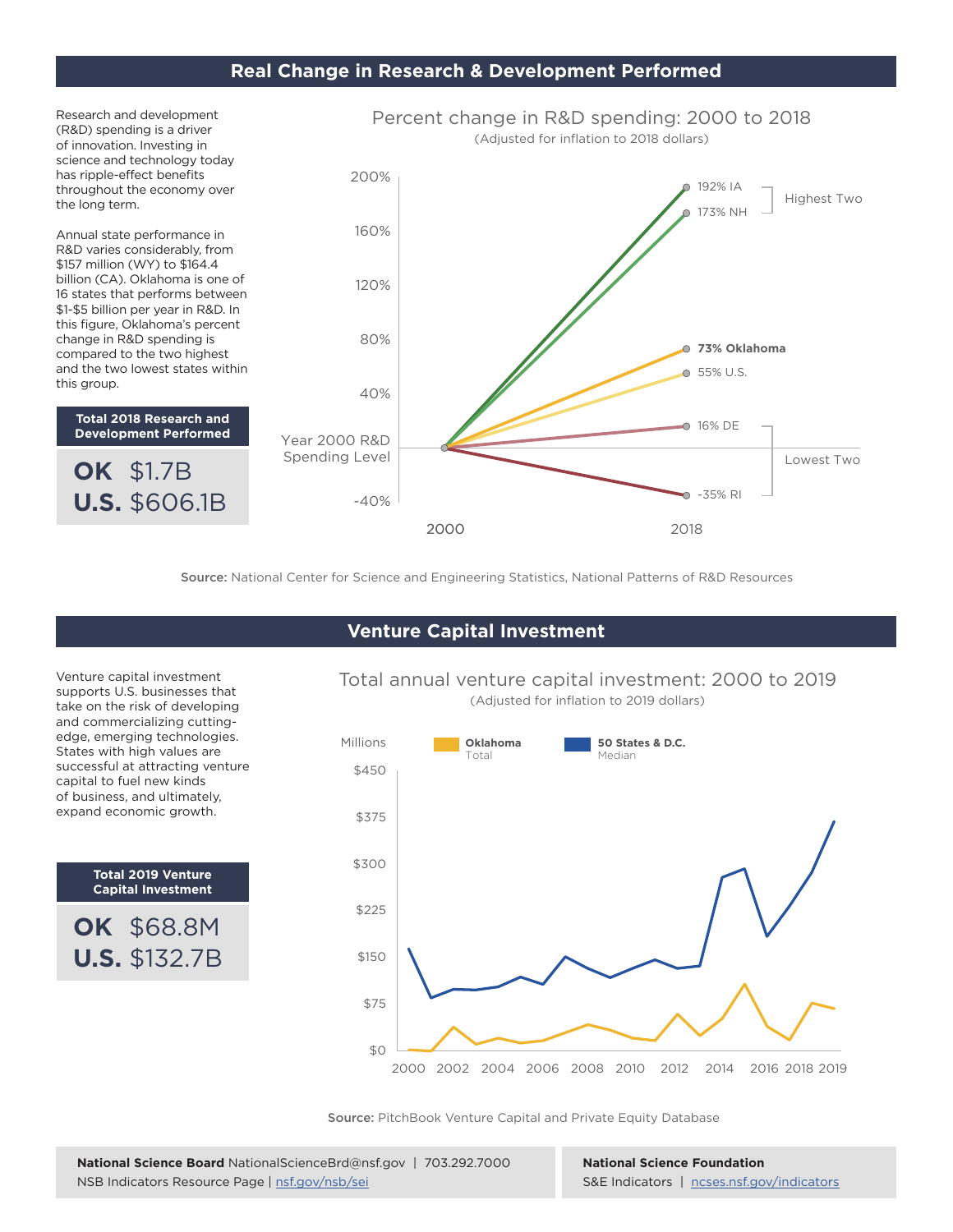## Real Change in Research & Development Performed

Research and development (R&D) spending is a driver of innovation. Investing in science and technology today has ripple-effect benefits throughout the economy over the long term.

Annual state performance in R&D varies considerably, from $157 million (WY) to $164.4 billion (CA). Oklahoma is one of 16 states that performs between $1-$5 billion per year in R&D. In this figure, Oklahoma's percent change in R&D spending is compared to the two highest and the two lowest states within this group.

**Total 2018 Research and Development Performed**

**OK** $1.7B
**U.S.** $606.1B

Percent change in R&D spending: 2000 to 2018

(Adjusted for inflation to 2018 dollars)

200%
160%
120%
80%
40%
Year 2000 R&D Spending Level
-40%

2000
2018

192% IA
173% NH
Highest Two

**73% Oklahoma**
55% U.S.

16% DE
-35% RI
Lowest Two

**Source:** National Center for Science and Engineering Statistics, National Patterns of R&D Resources

## Venture Capital Investment

Venture capital investment supports U.S. businesses that take on the risk of developing and commercializing cutting-edge, emerging technologies. States with high values are successful at attracting venture capital to fuel new kinds of business, and ultimately, expand economic growth.

**Total 2019 Venture Capital Investment**

**OK** $68.8M
**U.S.** $132.7B

Total annual venture capital investment: 2000 to 2019

(Adjusted for inflation to 2019 dollars)

Millions

**Oklahoma** Total
**50 States & D.C.** Median

$450
$375
$300
$225
$150
$75
$0

2000 2002 2004 2006 2008 2010 2012 2014 2016 2018 2019

**Source:** PitchBook Venture Capital and Private Equity Database

**National Science Board** NationalScienceBrd@nsf.gov | 703.292.7000
NSB Indicators Resource Page | nsf.gov/nsb/sei

**National Science Foundation**
S&E Indicators | ncses.nsf.gov/indicators